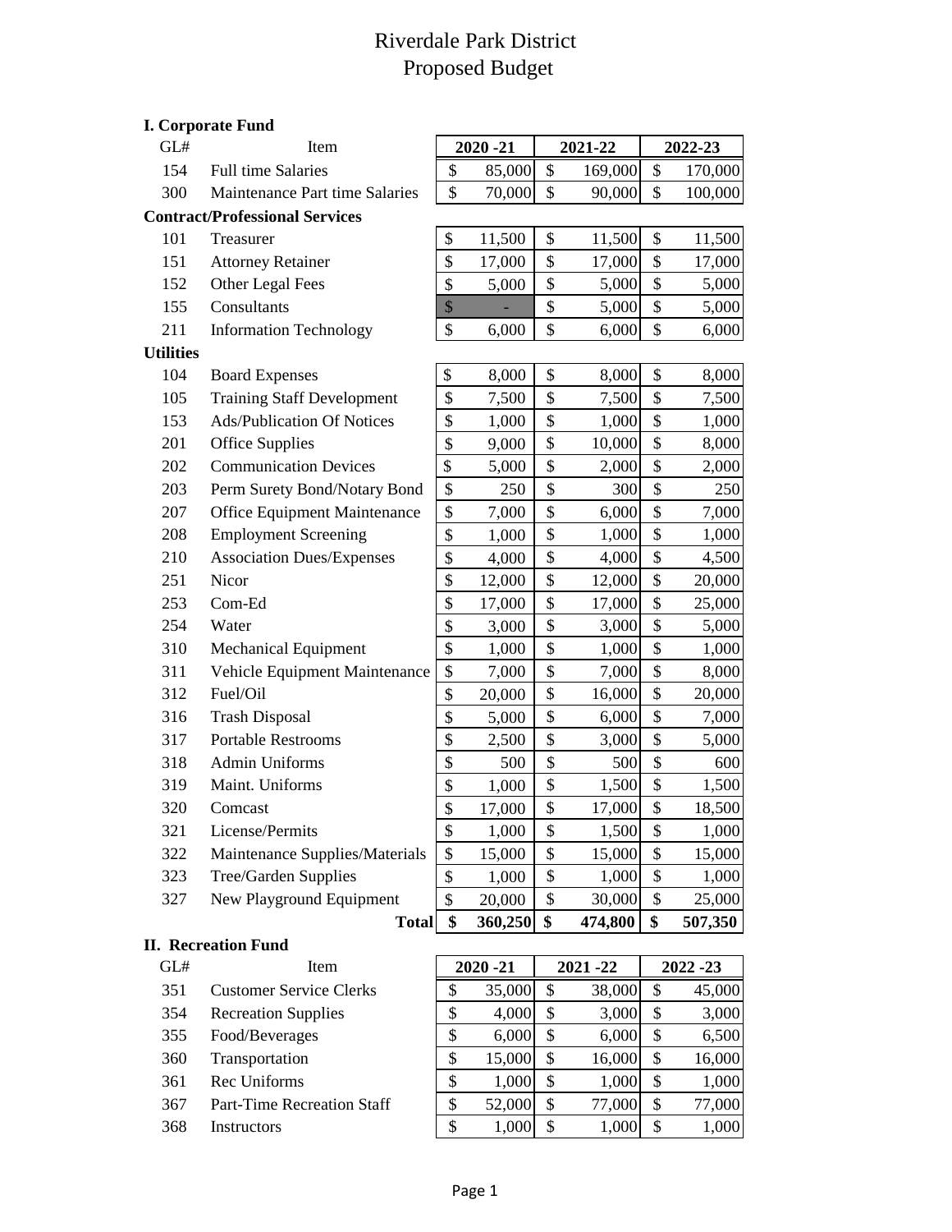# Riverdale Park District
# Proposed Budget

**I. Corporate Fund**

| GL# | Item | 2020 -21 | 2021-22 | 2022-23 |
|---|---|---|---|---|
| 154 | Full time Salaries | $ 85,000 | $ 169,000 | $ 170,000 |
| 300 | Maintenance Part time Salaries | $ 70,000 | $ 90,000 | $ 100,000 |
| **Contract/Professional Services** | | | | |
| 101 | Treasurer | $ 11,500 | $ 11,500 | $ 11,500 |
| 151 | Attorney Retainer | $ 17,000 | $ 17,000 | $ 17,000 |
| 152 | Other Legal Fees | $ 5,000 | $ 5,000 | $ 5,000 |
| 155 | Consultants | $ - | $ 5,000 | $ 5,000 |
| 211 | Information Technology | $ 6,000 | $ 6,000 | $ 6,000 |
| **Utilities** | | | | |
| 104 | Board Expenses | $ 8,000 | $ 8,000 | $ 8,000 |
| 105 | Training Staff Development | $ 7,500 | $ 7,500 | $ 7,500 |
| 153 | Ads/Publication Of Notices | $ 1,000 | $ 1,000 | $ 1,000 |
| 201 | Office Supplies | $ 9,000 | $ 10,000 | $ 8,000 |
| 202 | Communication Devices | $ 5,000 | $ 2,000 | $ 2,000 |
| 203 | Perm Surety Bond/Notary Bond | $ 250 | $ 300 | $ 250 |
| 207 | Office Equipment Maintenance | $ 7,000 | $ 6,000 | $ 7,000 |
| 208 | Employment Screening | $ 1,000 | $ 1,000 | $ 1,000 |
| 210 | Association Dues/Expenses | $ 4,000 | $ 4,000 | $ 4,500 |
| 251 | Nicor | $ 12,000 | $ 12,000 | $ 20,000 |
| 253 | Com-Ed | $ 17,000 | $ 17,000 | $ 25,000 |
| 254 | Water | $ 3,000 | $ 3,000 | $ 5,000 |
| 310 | Mechanical Equipment | $ 1,000 | $ 1,000 | $ 1,000 |
| 311 | Vehicle Equipment Maintenance | $ 7,000 | $ 7,000 | $ 8,000 |
| 312 | Fuel/Oil | $ 20,000 | $ 16,000 | $ 20,000 |
| 316 | Trash Disposal | $ 5,000 | $ 6,000 | $ 7,000 |
| 317 | Portable Restrooms | $ 2,500 | $ 3,000 | $ 5,000 |
| 318 | Admin Uniforms | $ 500 | $ 500 | $ 600 |
| 319 | Maint. Uniforms | $ 1,000 | $ 1,500 | $ 1,500 |
| 320 | Comcast | $ 17,000 | $ 17,000 | $ 18,500 |
| 321 | License/Permits | $ 1,000 | $ 1,500 | $ 1,000 |
| 322 | Maintenance Supplies/Materials | $ 15,000 | $ 15,000 | $ 15,000 |
| 323 | Tree/Garden Supplies | $ 1,000 | $ 1,000 | $ 1,000 |
| 327 | New Playground Equipment | $ 20,000 | $ 30,000 | $ 25,000 |
| | **Total** | **$ 360,250** | **$ 474,800** | **$ 507,350** |

**II. Recreation Fund**

| GL# | Item | 2020 -21 | 2021 -22 | 2022 -23 |
|---|---|---|---|---|
| 351 | Customer Service Clerks | $ 35,000 | $ 38,000 | $ 45,000 |
| 354 | Recreation Supplies | $ 4,000 | $ 3,000 | $ 3,000 |
| 355 | Food/Beverages | $ 6,000 | $ 6,000 | $ 6,500 |
| 360 | Transportation | $ 15,000 | $ 16,000 | $ 16,000 |
| 361 | Rec Uniforms | $ 1,000 | $ 1,000 | $ 1,000 |
| 367 | Part-Time Recreation Staff | $ 52,000 | $ 77,000 | $ 77,000 |
| 368 | Instructors | $ 1,000 | $ 1,000 | $ 1,000 |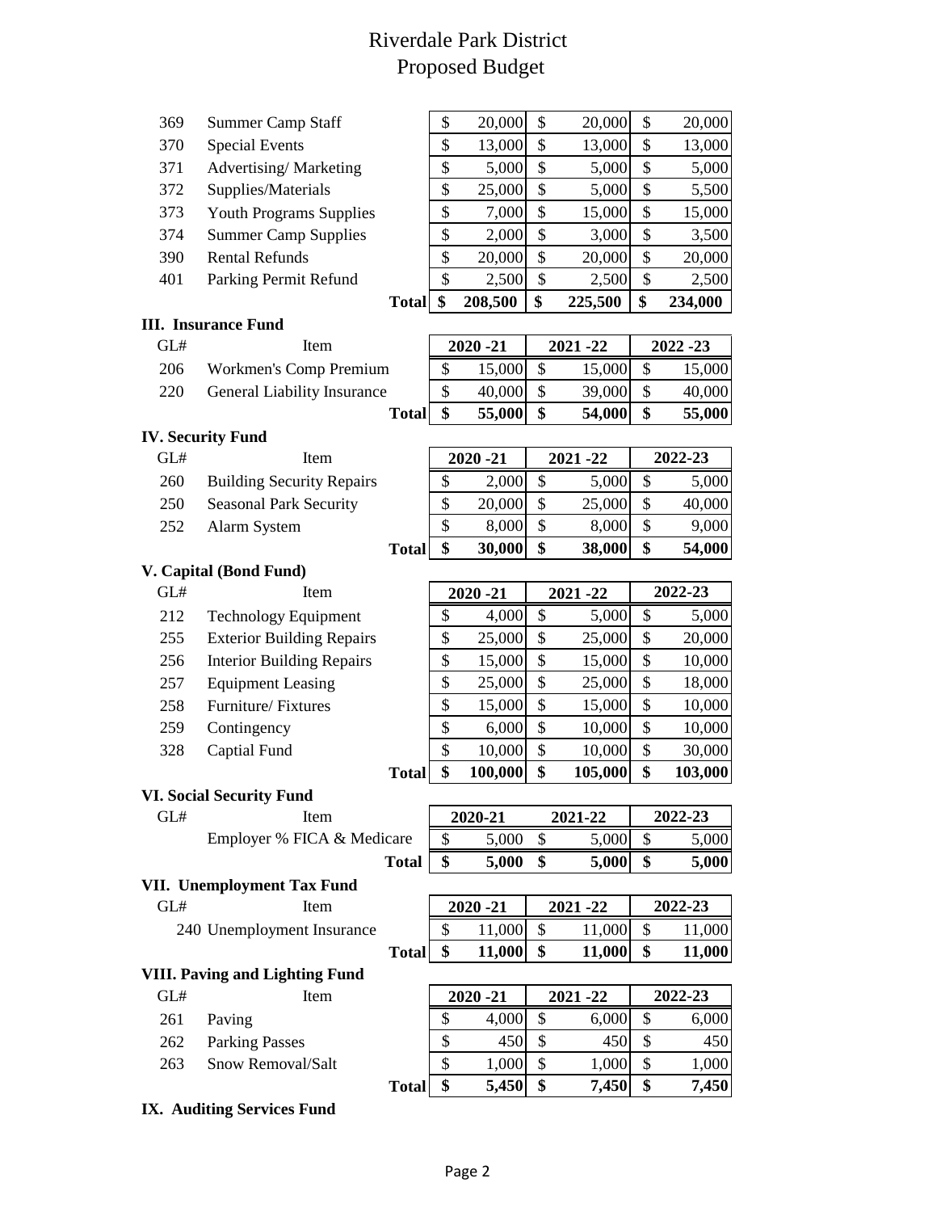# Riverdale Park District
# Proposed Budget

| | | | | |
|---|---|---|---|---|
| 369 | Summer Camp Staff | $ 20,000 | $ 20,000 | $ 20,000 |
| 370 | Special Events | $ 13,000 | $ 13,000 | $ 13,000 |
| 371 | Advertising/ Marketing | $ 5,000 | $ 5,000 | $ 5,000 |
| 372 | Supplies/Materials | $ 25,000 | $ 5,000 | $ 5,500 |
| 373 | Youth Programs Supplies | $ 7,000 | $ 15,000 | $ 15,000 |
| 374 | Summer Camp Supplies | $ 2,000 | $ 3,000 | $ 3,500 |
| 390 | Rental Refunds | $ 20,000 | $ 20,000 | $ 20,000 |
| 401 | Parking Permit Refund | $ 2,500 | $ 2,500 | $ 2,500 |
| | **Total** | **$ 208,500** | **$ 225,500** | **$ 234,000** |

**III. Insurance Fund**

| GL# | Item | 2020 -21 | 2021 -22 | 2022 -23 |
|---|---|---|---|---|
| 206 | Workmen's Comp Premium | $ 15,000 | $ 15,000 | $ 15,000 |
| 220 | General Liability Insurance | $ 40,000 | $ 39,000 | $ 40,000 |
| | **Total** | **$ 55,000** | **$ 54,000** | **$ 55,000** |

**IV. Security Fund**

| GL# | Item | 2020 -21 | 2021 -22 | 2022-23 |
|---|---|---|---|---|
| 260 | Building Security Repairs | $ 2,000 | $ 5,000 | $ 5,000 |
| 250 | Seasonal Park Security | $ 20,000 | $ 25,000 | $ 40,000 |
| 252 | Alarm System | $ 8,000 | $ 8,000 | $ 9,000 |
| | **Total** | **$ 30,000** | **$ 38,000** | **$ 54,000** |

**V. Capital (Bond Fund)**

| GL# | Item | 2020 -21 | 2021 -22 | 2022-23 |
|---|---|---|---|---|
| 212 | Technology Equipment | $ 4,000 | $ 5,000 | $ 5,000 |
| 255 | Exterior Building Repairs | $ 25,000 | $ 25,000 | $ 20,000 |
| 256 | Interior Building Repairs | $ 15,000 | $ 15,000 | $ 10,000 |
| 257 | Equipment Leasing | $ 25,000 | $ 25,000 | $ 18,000 |
| 258 | Furniture/ Fixtures | $ 15,000 | $ 15,000 | $ 10,000 |
| 259 | Contingency | $ 6,000 | $ 10,000 | $ 10,000 |
| 328 | Captial Fund | $ 10,000 | $ 10,000 | $ 30,000 |
| | **Total** | **$ 100,000** | **$ 105,000** | **$ 103,000** |

**VI. Social Security Fund**

| GL# | Item | 2020-21 | 2021-22 | 2022-23 |
|---|---|---|---|---|
| | Employer % FICA & Medicare | $ 5,000 | $ 5,000 | $ 5,000 |
| | **Total** | **$ 5,000** | **$ 5,000** | **$ 5,000** |

**VII. Unemployment Tax Fund**

| GL# | Item | 2020 -21 | 2021 -22 | 2022-23 |
|---|---|---|---|---|
| 240 | Unemployment Insurance | $ 11,000 | $ 11,000 | $ 11,000 |
| | **Total** | **$ 11,000** | **$ 11,000** | **$ 11,000** |

**VIII. Paving and Lighting Fund**

| GL# | Item | 2020 -21 | 2021 -22 | 2022-23 |
|---|---|---|---|---|
| 261 | Paving | $ 4,000 | $ 6,000 | $ 6,000 |
| 262 | Parking Passes | $ 450 | $ 450 | $ 450 |
| 263 | Snow Removal/Salt | $ 1,000 | $ 1,000 | $ 1,000 |
| | **Total** | **$ 5,450** | **$ 7,450** | **$ 7,450** |

**IX. Auditing Services Fund**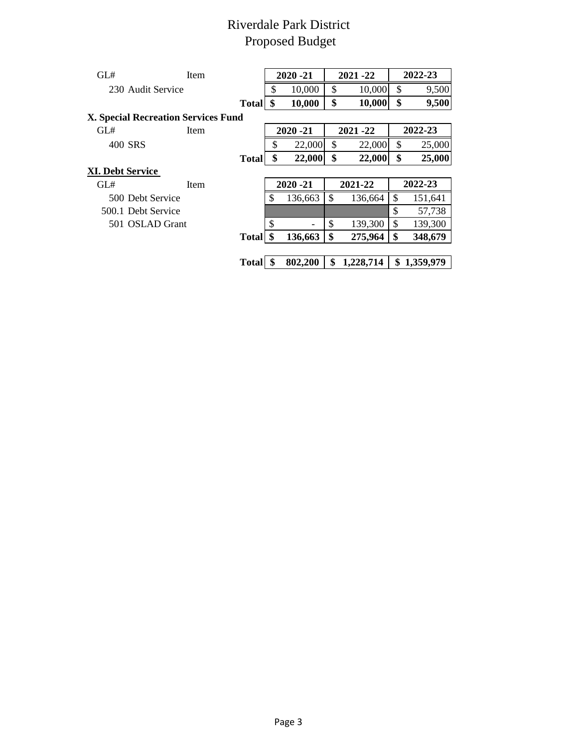# Riverdale Park District
# Proposed Budget

| GL# | Item | | 2020 -21 | 2021 -22 | 2022-23 |
|---|---|---|---|---|---|
| 230 | Audit Service | | $ 10,000 | $ 10,000 | $ 9,500 |
| | | **Total** | **$ 10,000** | **$ 10,000** | **$ 9,500** |

**X. Special Recreation Services Fund**

| GL# | Item | | 2020 -21 | 2021 -22 | 2022-23 |
|---|---|---|---|---|---|
| 400 | SRS | | $ 22,000 | $ 22,000 | $ 25,000 |
| | | **Total** | **$ 22,000** | **$ 22,000** | **$ 25,000** |

**XI. Debt Service**

| GL# | Item | | 2020 -21 | 2021-22 | 2022-23 |
|---|---|---|---|---|---|
| 500 | Debt Service | | $ 136,663 | $ 136,664 | $ 151,641 |
| 500.1 | Debt Service | | | | $ 57,738 |
| 501 | OSLAD Grant | | $ - | $ 139,300 | $ 139,300 |
| | | **Total** | **$ 136,663** | **$ 275,964** | **$ 348,679** |
| | | **Total** | **$ 802,200** | **$ 1,228,714** | **$ 1,359,979** |